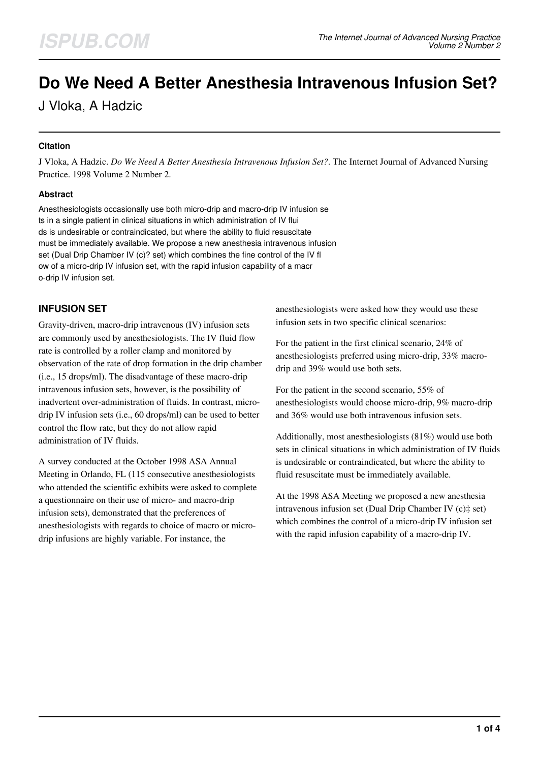# Do We Need A Better Anesthesia Intravenous Infusion Set?

J Vloka, A Hadzic

### Citation

J Vloka, A Hadzic. *Do We Need A Better Anesthesia Intravenous Infusion Set?*. The Internet Journal of Advanced Nursing Practice. 1998 Volume 2 Number 2.

### Abstract

Anesthesiologists occasionally use both micro-drip and macro-drip IV infusion se ts in a single patient in clinical situations in which administration of IV flui ds is undesirable or contraindicated, but where the ability to fluid resuscitate must be immediately available. We propose a new anesthesia intravenous infusion set (Dual Drip Chamber IV (c)? set) which combines the fine control of the IV fl ow of a micro-drip IV infusion set, with the rapid infusion capability of a macr o-drip IV infusion set.

## INFUSION SET

Gravity-driven, macro-drip intravenous (IV) infusion sets are commonly used by anesthesiologists. The IV fluid flow rate is controlled by a roller clamp and monitored by observation of the rate of drop formation in the drip chamber (i.e., 15 drops/ml). The disadvantage of these macro-drip intravenous infusion sets, however, is the possibility of inadvertent over-administration of fluids. In contrast, micro-drip IV infusion sets (i.e., 60 drops/ml) can be used to better control the flow rate, but they do not allow rapid administration of IV fluids.

A survey conducted at the October 1998 ASA Annual Meeting in Orlando, FL (115 consecutive anesthesiologists who attended the scientific exhibits were asked to complete a questionnaire on their use of micro- and macro-drip infusion sets), demonstrated that the preferences of anesthesiologists with regards to choice of macro or micro-drip infusions are highly variable. For instance, the anesthesiologists were asked how they would use these infusion sets in two specific clinical scenarios:

For the patient in the first clinical scenario, 24% of anesthesiologists preferred using micro-drip, 33% macro-drip and 39% would use both sets.

For the patient in the second scenario, 55% of anesthesiologists would choose micro-drip, 9% macro-drip and 36% would use both intravenous infusion sets.

Additionally, most anesthesiologists (81%) would use both sets in clinical situations in which administration of IV fluids is undesirable or contraindicated, but where the ability to fluid resuscitate must be immediately available.

At the 1998 ASA Meeting we proposed a new anesthesia intravenous infusion set (Dual Drip Chamber IV (c)‡ set) which combines the control of a micro-drip IV infusion set with the rapid infusion capability of a macro-drip IV.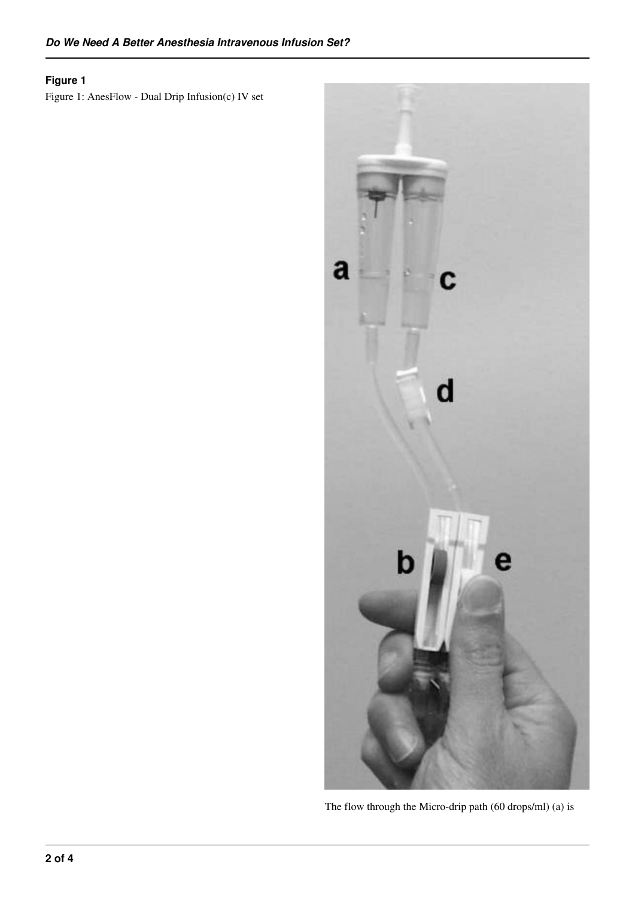**Figure 1**

Figure 1: AnesFlow - Dual Drip Infusion(c) IV set

The flow through the Micro-drip path (60 drops/ml) (a) is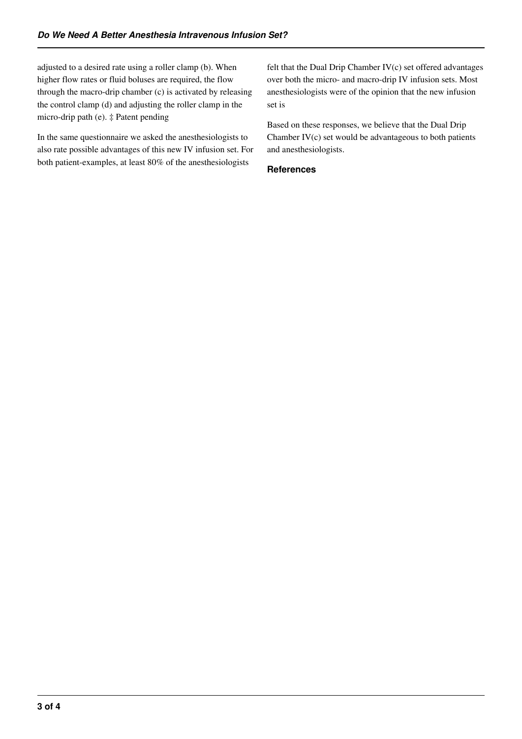adjusted to a desired rate using a roller clamp (b). When higher flow rates or fluid boluses are required, the flow through the macro-drip chamber (c) is activated by releasing the control clamp (d) and adjusting the roller clamp in the micro-drip path (e). ‡ Patent pending

In the same questionnaire we asked the anesthesiologists to also rate possible advantages of this new IV infusion set. For both patient-examples, at least 80% of the anesthesiologists felt that the Dual Drip Chamber IV(c) set offered advantages over both the micro- and macro-drip IV infusion sets. Most anesthesiologists were of the opinion that the new infusion set is

Based on these responses, we believe that the Dual Drip Chamber IV(c) set would be advantageous to both patients and anesthesiologists.

## References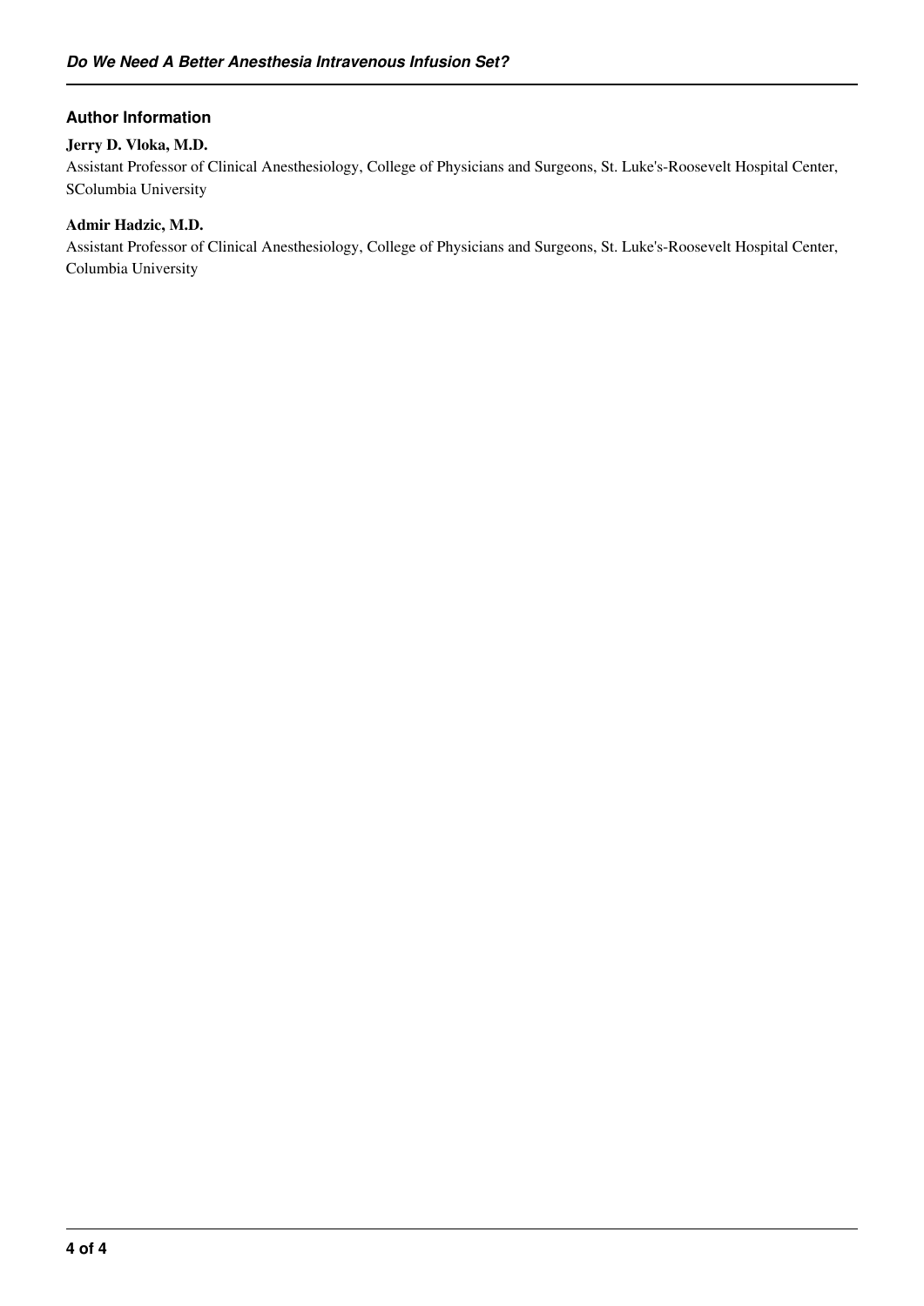## Author Information

**Jerry D. Vloka, M.D.**
Assistant Professor of Clinical Anesthesiology, College of Physicians and Surgeons, St. Luke's-Roosevelt Hospital Center, SColumbia University

**Admir Hadzic, M.D.**
Assistant Professor of Clinical Anesthesiology, College of Physicians and Surgeons, St. Luke's-Roosevelt Hospital Center, Columbia University